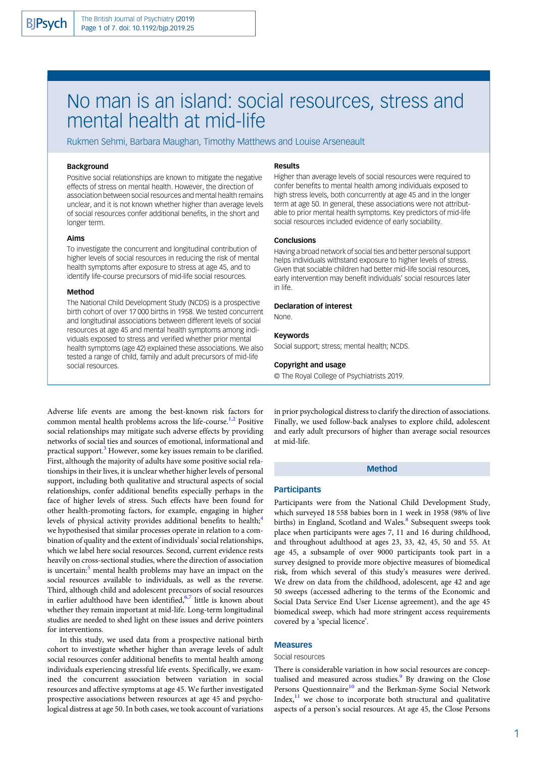# No man is an island: social resources, stress and mental health at mid-life

Rukmen Sehmi, Barbara Maughan, Timothy Matthews and Louise Arseneault

### Background

Positive social relationships are known to mitigate the negative effects of stress on mental health. However, the direction of association between social resources and mental health remains unclear, and it is not known whether higher than average levels of social resources confer additional benefits, in the short and longer term.

### Aims

To investigate the concurrent and longitudinal contribution of higher levels of social resources in reducing the risk of mental health symptoms after exposure to stress at age 45, and to identify life-course precursors of mid-life social resources.

### Method

The National Child Development Study (NCDS) is a prospective birth cohort of over 17 000 births in 1958. We tested concurrent and longitudinal associations between different levels of social resources at age 45 and mental health symptoms among individuals exposed to stress and verified whether prior mental health symptoms (age 42) explained these associations. We also tested a range of child, family and adult precursors of mid-life social resources.

### Results

Higher than average levels of social resources were required to confer benefits to mental health among individuals exposed to high stress levels, both concurrently at age 45 and in the longer term at age 50. In general, these associations were not attributable to prior mental health symptoms. Key predictors of mid-life social resources included evidence of early sociability.

### Conclusions

Having a broad network of social ties and better personal support helps individuals withstand exposure to higher levels of stress. Given that sociable children had better mid-life social resources, early intervention may benefit individuals' social resources later in life.

### Declaration of interest

None.

### Keywords

Social support; stress; mental health; NCDS.

### Copyright and usage

© The Royal College of Psychiatrists 2019.

Adverse life events are among the best-known risk factors for common mental health problems across the life-course.[1,2] Positive social relationships may mitigate such adverse effects by providing networks of social ties and sources of emotional, informational and practical support.[3] However, some key issues remain to be clarified. First, although the majority of adults have some positive social relationships in their lives, it is unclear whether higher levels of personal support, including both qualitative and structural aspects of social relationships, confer additional benefits especially perhaps in the face of higher levels of stress. Such effects have been found for other health-promoting factors, for example, engaging in higher levels of physical activity provides additional benefits to health;[4] we hypothesised that similar processes operate in relation to a combination of quality and the extent of individuals' social relationships, which we label here social resources. Second, current evidence rests heavily on cross-sectional studies, where the direction of association is uncertain:[5] mental health problems may have an impact on the social resources available to individuals, as well as the reverse. Third, although child and adolescent precursors of social resources in earlier adulthood have been identified,[6,7] little is known about whether they remain important at mid-life. Long-term longitudinal studies are needed to shed light on these issues and derive pointers for interventions.

In this study, we used data from a prospective national birth cohort to investigate whether higher than average levels of adult social resources confer additional benefits to mental health among individuals experiencing stressful life events. Specifically, we examined the concurrent association between variation in social resources and affective symptoms at age 45. We further investigated prospective associations between resources at age 45 and psychological distress at age 50. In both cases, we took account of variations in prior psychological distress to clarify the direction of associations. Finally, we used follow-back analyses to explore child, adolescent and early adult precursors of higher than average social resources at mid-life.

## Method

### Participants

Participants were from the National Child Development Study, which surveyed 18 558 babies born in 1 week in 1958 (98% of live births) in England, Scotland and Wales.[8] Subsequent sweeps took place when participants were ages 7, 11 and 16 during childhood, and throughout adulthood at ages 23, 33, 42, 45, 50 and 55. At age 45, a subsample of over 9000 participants took part in a survey designed to provide more objective measures of biomedical risk, from which several of this study's measures were derived. We drew on data from the childhood, adolescent, age 42 and age 50 sweeps (accessed adhering to the terms of the Economic and Social Data Service End User License agreement), and the age 45 biomedical sweep, which had more stringent access requirements covered by a 'special licence'.

### Measures

#### Social resources

There is considerable variation in how social resources are conceptualised and measured across studies.[9] By drawing on the Close Persons Questionnaire[10] and the Berkman-Syme Social Network Index,[11] we chose to incorporate both structural and qualitative aspects of a person's social resources. At age 45, the Close Persons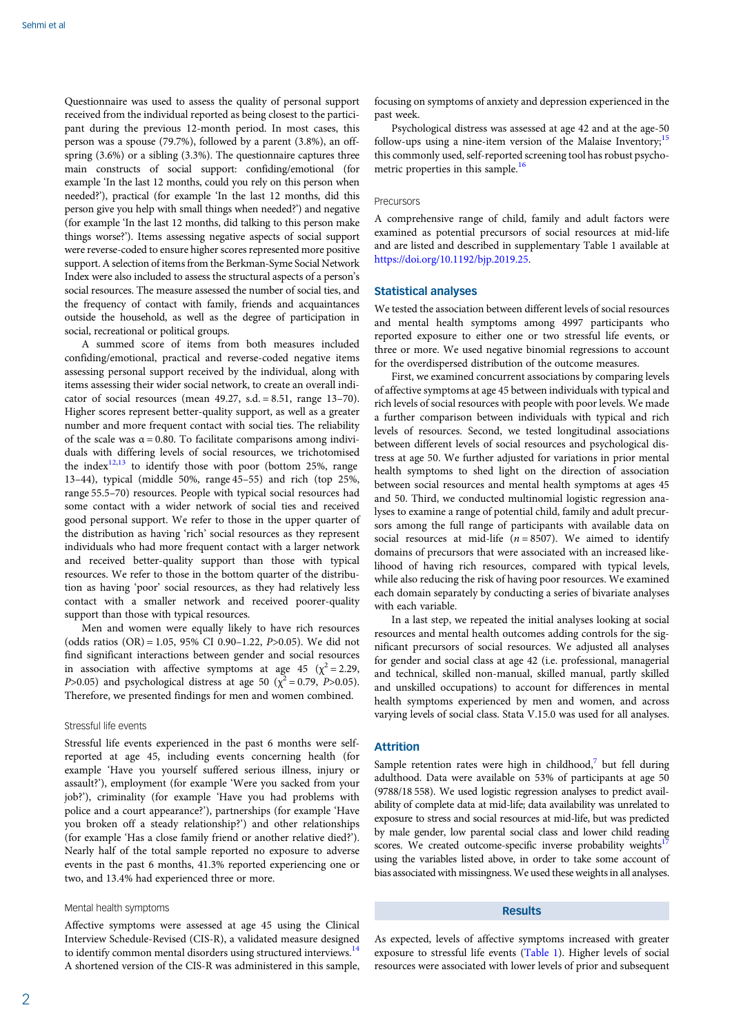Questionnaire was used to assess the quality of personal support received from the individual reported as being closest to the participant during the previous 12-month period. In most cases, this person was a spouse (79.7%), followed by a parent (3.8%), an offspring (3.6%) or a sibling (3.3%). The questionnaire captures three main constructs of social support: confiding/emotional (for example 'In the last 12 months, could you rely on this person when needed?'), practical (for example 'In the last 12 months, did this person give you help with small things when needed?') and negative (for example 'In the last 12 months, did talking to this person make things worse?'). Items assessing negative aspects of social support were reverse-coded to ensure higher scores represented more positive support. A selection of items from the Berkman-Syme Social Network Index were also included to assess the structural aspects of a person's social resources. The measure assessed the number of social ties, and the frequency of contact with family, friends and acquaintances outside the household, as well as the degree of participation in social, recreational or political groups.

A summed score of items from both measures included confiding/emotional, practical and reverse-coded negative items assessing personal support received by the individual, along with items assessing their wider social network, to create an overall indicator of social resources (mean 49.27, s.d. = 8.51, range 13–70). Higher scores represent better-quality support, as well as a greater number and more frequent contact with social ties. The reliability of the scale was α = 0.80. To facilitate comparisons among individuals with differing levels of social resources, we trichotomised the index[12,13] to identify those with poor (bottom 25%, range 13–44), typical (middle 50%, range 45–55) and rich (top 25%, range 55.5–70) resources. People with typical social resources had some contact with a wider network of social ties and received good personal support. We refer to those in the upper quarter of the distribution as having 'rich' social resources as they represent individuals who had more frequent contact with a larger network and received better-quality support than those with typical resources. We refer to those in the bottom quarter of the distribution as having 'poor' social resources, as they had relatively less contact with a smaller network and received poorer-quality support than those with typical resources.

Men and women were equally likely to have rich resources (odds ratios (OR) = 1.05, 95% CI 0.90–1.22, $P$>0.05). We did not find significant interactions between gender and social resources in association with affective symptoms at age 45 ($\chi^2 = 2.29$, $P$>0.05) and psychological distress at age 50 ($\chi^2 = 0.79$, $P$>0.05). Therefore, we presented findings for men and women combined.

### Stressful life events

Stressful life events experienced in the past 6 months were self-reported at age 45, including events concerning health (for example 'Have you yourself suffered serious illness, injury or assault?'), employment (for example 'Were you sacked from your job?'), criminality (for example 'Have you had problems with police and a court appearance?'), partnerships (for example 'Have you broken off a steady relationship?') and other relationships (for example 'Has a close family friend or another relative died?'). Nearly half of the total sample reported no exposure to adverse events in the past 6 months, 41.3% reported experiencing one or two, and 13.4% had experienced three or more.

### Mental health symptoms

Affective symptoms were assessed at age 45 using the Clinical Interview Schedule-Revised (CIS-R), a validated measure designed to identify common mental disorders using structured interviews.[14] A shortened version of the CIS-R was administered in this sample, focusing on symptoms of anxiety and depression experienced in the past week.

Psychological distress was assessed at age 42 and at the age-50 follow-ups using a nine-item version of the Malaise Inventory;[15] this commonly used, self-reported screening tool has robust psychometric properties in this sample.[16]

### Precursors

A comprehensive range of child, family and adult factors were examined as potential precursors of social resources at mid-life and are listed and described in supplementary Table 1 available at https://doi.org/10.1192/bjp.2019.25.

## Statistical analyses

We tested the association between different levels of social resources and mental health symptoms among 4997 participants who reported exposure to either one or two stressful life events, or three or more. We used negative binomial regressions to account for the overdispersed distribution of the outcome measures.

First, we examined concurrent associations by comparing levels of affective symptoms at age 45 between individuals with typical and rich levels of social resources with people with poor levels. We made a further comparison between individuals with typical and rich levels of resources. Second, we tested longitudinal associations between different levels of social resources and psychological distress at age 50. We further adjusted for variations in prior mental health symptoms to shed light on the direction of association between social resources and mental health symptoms at ages 45 and 50. Third, we conducted multinomial logistic regression analyses to examine a range of potential child, family and adult precursors among the full range of participants with available data on social resources at mid-life ($n$ = 8507). We aimed to identify domains of precursors that were associated with an increased likelihood of having rich resources, compared with typical levels, while also reducing the risk of having poor resources. We examined each domain separately by conducting a series of bivariate analyses with each variable.

In a last step, we repeated the initial analyses looking at social resources and mental health outcomes adding controls for the significant precursors of social resources. We adjusted all analyses for gender and social class at age 42 (i.e. professional, managerial and technical, skilled non-manual, skilled manual, partly skilled and unskilled occupations) to account for differences in mental health symptoms experienced by men and women, and across varying levels of social class. Stata V.15.0 was used for all analyses.

## Attrition

Sample retention rates were high in childhood,[7] but fell during adulthood. Data were available on 53% of participants at age 50 (9788/18 558). We used logistic regression analyses to predict availability of complete data at mid-life; data availability was unrelated to exposure to stress and social resources at mid-life, but was predicted by male gender, low parental social class and lower child reading scores. We created outcome-specific inverse probability weights[17] using the variables listed above, in order to take some account of bias associated with missingness. We used these weights in all analyses.

## Results

As expected, levels of affective symptoms increased with greater exposure to stressful life events (Table 1). Higher levels of social resources were associated with lower levels of prior and subsequent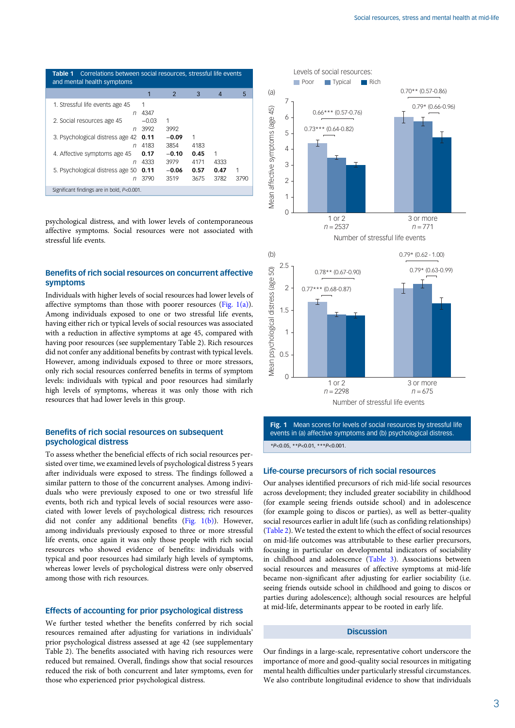**Table 1** Correlations between social resources, stressful life events and mental health symptoms

| | 1 | 2 | 3 | 4 | 5 |
|---|---|---|---|---|---|
| 1. Stressful life events age 45 | 1 | | | | |
| *n* | 4347 | | | | |
| 2. Social resources age 45 | −0.03 | 1 | | | |
| *n* | 3992 | 3992 | | | |
| 3. Psychological distress age 42 | **0.11** | **−0.09** | 1 | | |
| *n* | 4183 | 3854 | 4183 | | |
| 4. Affective symptoms age 45 | **0.17** | **−0.10** | **0.45** | 1 | |
| *n* | 4333 | 3979 | 4171 | 4333 | |
| 5. Psychological distress age 50 | **0.11** | **−0.06** | **0.57** | **0.47** | 1 |
| *n* | 3790 | 3519 | 3675 | 3782 | 3790 |

Significant findings are in bold, $P$<0.001.

psychological distress, and with lower levels of contemporaneous affective symptoms. Social resources were not associated with stressful life events.

## Benefits of rich social resources on concurrent affective symptoms

Individuals with higher levels of social resources had lower levels of affective symptoms than those with poorer resources (Fig. 1(a)). Among individuals exposed to one or two stressful life events, having either rich or typical levels of social resources was associated with a reduction in affective symptoms at age 45, compared with having poor resources (see supplementary Table 2). Rich resources did not confer any additional benefits by contrast with typical levels. However, among individuals exposed to three or more stressors, only rich social resources conferred benefits in terms of symptom levels: individuals with typical and poor resources had similarly high levels of symptoms, whereas it was only those with rich resources that had lower levels in this group.

## Benefits of rich social resources on subsequent psychological distress

To assess whether the beneficial effects of rich social resources persisted over time, we examined levels of psychological distress 5 years after individuals were exposed to stress. The findings followed a similar pattern to those of the concurrent analyses. Among individuals who were previously exposed to one or two stressful life events, both rich and typical levels of social resources were associated with lower levels of psychological distress; rich resources did not confer any additional benefits (Fig. 1(b)). However, among individuals previously exposed to three or more stressful life events, once again it was only those people with rich social resources who showed evidence of benefits: individuals with typical and poor resources had similarly high levels of symptoms, whereas lower levels of psychological distress were only observed among those with rich resources.

## Effects of accounting for prior psychological distress

We further tested whether the benefits conferred by rich social resources remained after adjusting for variations in individuals' prior psychological distress assessed at age 42 (see supplementary Table 2). The benefits associated with having rich resources were reduced but remained. Overall, findings show that social resources reduced the risk of both concurrent and later symptoms, even for those who experienced prior psychological distress.

Levels of social resources: Poor, Typical, Rich

(a)
Mean affective symptoms (age 45)
0 1 2 3 4 5 6 7
0.73*** (0.64-0.82)
0.66*** (0.57-0.76)
0.70** (0.57-0.86)
0.79* (0.66-0.96)
1 or 2, $n$ = 2537
3 or more, $n$ = 771
Number of stressful life events

(b)
Mean psychological distress (age 50)
0 0.5 1 1.5 2 2.5
0.77*** (0.68-0.87)
0.78** (0.67-0.90)
0.79* (0.62 - 1.00)
0.79* (0.63-0.99)
1 or 2, $n$ = 2298
3 or more, $n$ = 675
Number of stressful life events

**Fig. 1** Mean scores for levels of social resources by stressful life events in (a) affective symptoms and (b) psychological distress.

*$P$<0.05, **$P$<0.01, ***$P$<0.001.

## Life-course precursors of rich social resources

Our analyses identified precursors of rich mid-life social resources across development; they included greater sociability in childhood (for example seeing friends outside school) and in adolescence (for example going to discos or parties), as well as better-quality social resources earlier in adult life (such as confiding relationships) (Table 2). We tested the extent to which the effect of social resources on mid-life outcomes was attributable to these earlier precursors, focusing in particular on developmental indicators of sociability in childhood and adolescence (Table 3). Associations between social resources and measures of affective symptoms at mid-life became non-significant after adjusting for earlier sociability (i.e. seeing friends outside school in childhood and going to discos or parties during adolescence); although social resources are helpful at mid-life, determinants appear to be rooted in early life.

## Discussion

Our findings in a large-scale, representative cohort underscore the importance of more and good-quality social resources in mitigating mental health difficulties under particularly stressful circumstances. We also contribute longitudinal evidence to show that individuals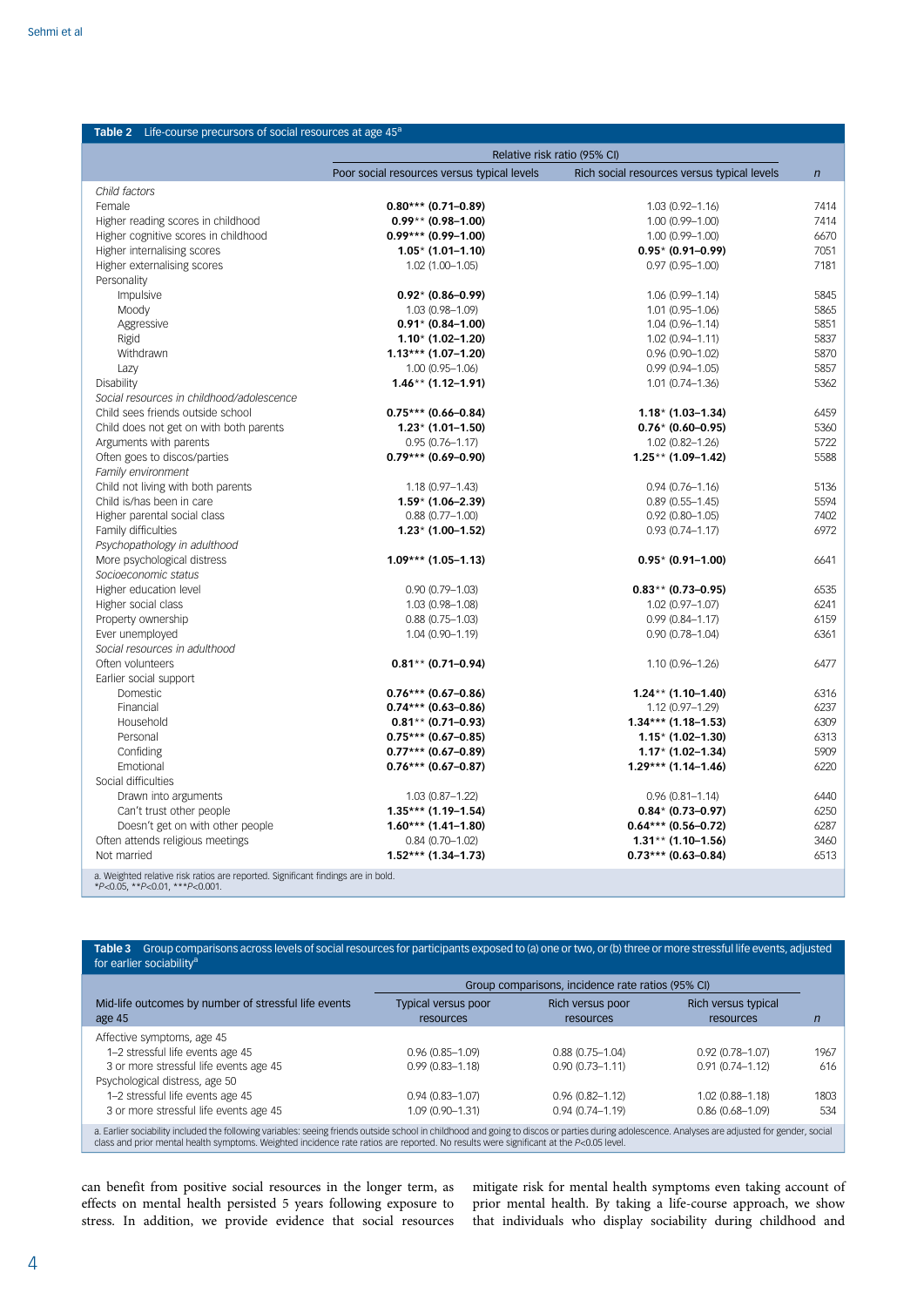**Table 2** Life-course precursors of social resources at age 45[a]

| | Relative risk ratio (95% CI) | | |
|---|---|---|---|
| | Poor social resources versus typical levels | Rich social resources versus typical levels | *n* |
| *Child factors* | | | |
| Female | **0.80*** (0.71–0.89)** | 1.03 (0.92–1.16) | 7414 |
| Higher reading scores in childhood | **0.99** (0.98–1.00)** | 1.00 (0.99–1.00) | 7414 |
| Higher cognitive scores in childhood | **0.99*** (0.99–1.00)** | 1.00 (0.99–1.00) | 6670 |
| Higher internalising scores | **1.05* (1.01–1.10)** | **0.95* (0.91–0.99)** | 7051 |
| Higher externalising scores | 1.02 (1.00–1.05) | 0.97 (0.95–1.00) | 7181 |
| Personality | | | |
| Impulsive | **0.92* (0.86–0.99)** | 1.06 (0.99–1.14) | 5845 |
| Moody | 1.03 (0.98–1.09) | 1.01 (0.95–1.06) | 5865 |
| Aggressive | **0.91* (0.84–1.00)** | 1.04 (0.96–1.14) | 5851 |
| Rigid | **1.10* (1.02–1.20)** | 1.02 (0.94–1.11) | 5837 |
| Withdrawn | **1.13*** (1.07–1.20)** | 0.96 (0.90–1.02) | 5870 |
| Lazy | 1.00 (0.95–1.06) | 0.99 (0.94–1.05) | 5857 |
| Disability | **1.46** (1.12–1.91)** | 1.01 (0.74–1.36) | 5362 |
| *Social resources in childhood/adolescence* | | | |
| Child sees friends outside school | **0.75*** (0.66–0.84)** | **1.18* (1.03–1.34)** | 6459 |
| Child does not get on with both parents | **1.23* (1.01–1.50)** | **0.76* (0.60–0.95)** | 5360 |
| Arguments with parents | 0.95 (0.76–1.17) | 1.02 (0.82–1.26) | 5722 |
| Often goes to discos/parties | **0.79*** (0.69–0.90)** | **1.25** (1.09–1.42)** | 5588 |
| *Family environment* | | | |
| Child not living with both parents | 1.18 (0.97–1.43) | 0.94 (0.76–1.16) | 5136 |
| Child is/has been in care | **1.59* (1.06–2.39)** | 0.89 (0.55–1.45) | 5594 |
| Higher parental social class | 0.88 (0.77–1.00) | 0.92 (0.80–1.05) | 7402 |
| Family difficulties | **1.23* (1.00–1.52)** | 0.93 (0.74–1.17) | 6972 |
| *Psychopathology in adulthood* | | | |
| More psychological distress | **1.09*** (1.05–1.13)** | **0.95* (0.91–1.00)** | 6641 |
| *Socioeconomic status* | | | |
| Higher education level | 0.90 (0.79–1.03) | **0.83** (0.73–0.95)** | 6535 |
| Higher social class | 1.03 (0.98–1.08) | 1.02 (0.97–1.07) | 6241 |
| Property ownership | 0.88 (0.75–1.03) | 0.99 (0.84–1.17) | 6159 |
| Ever unemployed | 1.04 (0.90–1.19) | 0.90 (0.78–1.04) | 6361 |
| *Social resources in adulthood* | | | |
| Often volunteers | **0.81** (0.71–0.94)** | 1.10 (0.96–1.26) | 6477 |
| Earlier social support | | | |
| Domestic | **0.76*** (0.67–0.86)** | **1.24** (1.10–1.40)** | 6316 |
| Financial | **0.74*** (0.63–0.86)** | 1.12 (0.97–1.29) | 6237 |
| Household | **0.81** (0.71–0.93)** | **1.34*** (1.18–1.53)** | 6309 |
| Personal | **0.75*** (0.67–0.85)** | **1.15* (1.02–1.30)** | 6313 |
| Confiding | **0.77*** (0.67–0.89)** | **1.17* (1.02–1.34)** | 5909 |
| Emotional | **0.76*** (0.67–0.87)** | **1.29*** (1.14–1.46)** | 6220 |
| Social difficulties | | | |
| Drawn into arguments | 1.03 (0.87–1.22) | 0.96 (0.81–1.14) | 6440 |
| Can't trust other people | **1.35*** (1.19–1.54)** | **0.84* (0.73–0.97)** | 6250 |
| Doesn't get on with other people | **1.60*** (1.41–1.80)** | **0.64*** (0.56–0.72)** | 6287 |
| Often attends religious meetings | 0.84 (0.70–1.02) | **1.31** (1.10–1.56)** | 3460 |
| Not married | **1.52*** (1.34–1.73)** | **0.73*** (0.63–0.84)** | 6513 |

a. Weighted relative risk ratios are reported. Significant findings are in bold.
*$P$<0.05, **$P$<0.01, ***$P$<0.001.

**Table 3** Group comparisons across levels of social resources for participants exposed to (a) one or two, or (b) three or more stressful life events, adjusted for earlier sociability[a]

| | Group comparisons, incidence rate ratios (95% CI) | | | |
|---|---|---|---|---|
| Mid-life outcomes by number of stressful life events age 45 | Typical versus poor resources | Rich versus poor resources | Rich versus typical resources | *n* |
| Affective symptoms, age 45 | | | | |
| 1–2 stressful life events age 45 | 0.96 (0.85–1.09) | 0.88 (0.75–1.04) | 0.92 (0.78–1.07) | 1967 |
| 3 or more stressful life events age 45 | 0.99 (0.83–1.18) | 0.90 (0.73–1.11) | 0.91 (0.74–1.12) | 616 |
| Psychological distress, age 50 | | | | |
| 1–2 stressful life events age 45 | 0.94 (0.83–1.07) | 0.96 (0.82–1.12) | 1.02 (0.88–1.18) | 1803 |
| 3 or more stressful life events age 45 | 1.09 (0.90–1.31) | 0.94 (0.74–1.19) | 0.86 (0.68–1.09) | 534 |

a. Earlier sociability included the following variables: seeing friends outside school in childhood and going to discos or parties during adolescence. Analyses are adjusted for gender, social class and prior mental health symptoms. Weighted incidence rate ratios are reported. No results were significant at the $P$<0.05 level.

can benefit from positive social resources in the longer term, as effects on mental health persisted 5 years following exposure to stress. In addition, we provide evidence that social resources mitigate risk for mental health symptoms even taking account of prior mental health. By taking a life-course approach, we show that individuals who display sociability during childhood and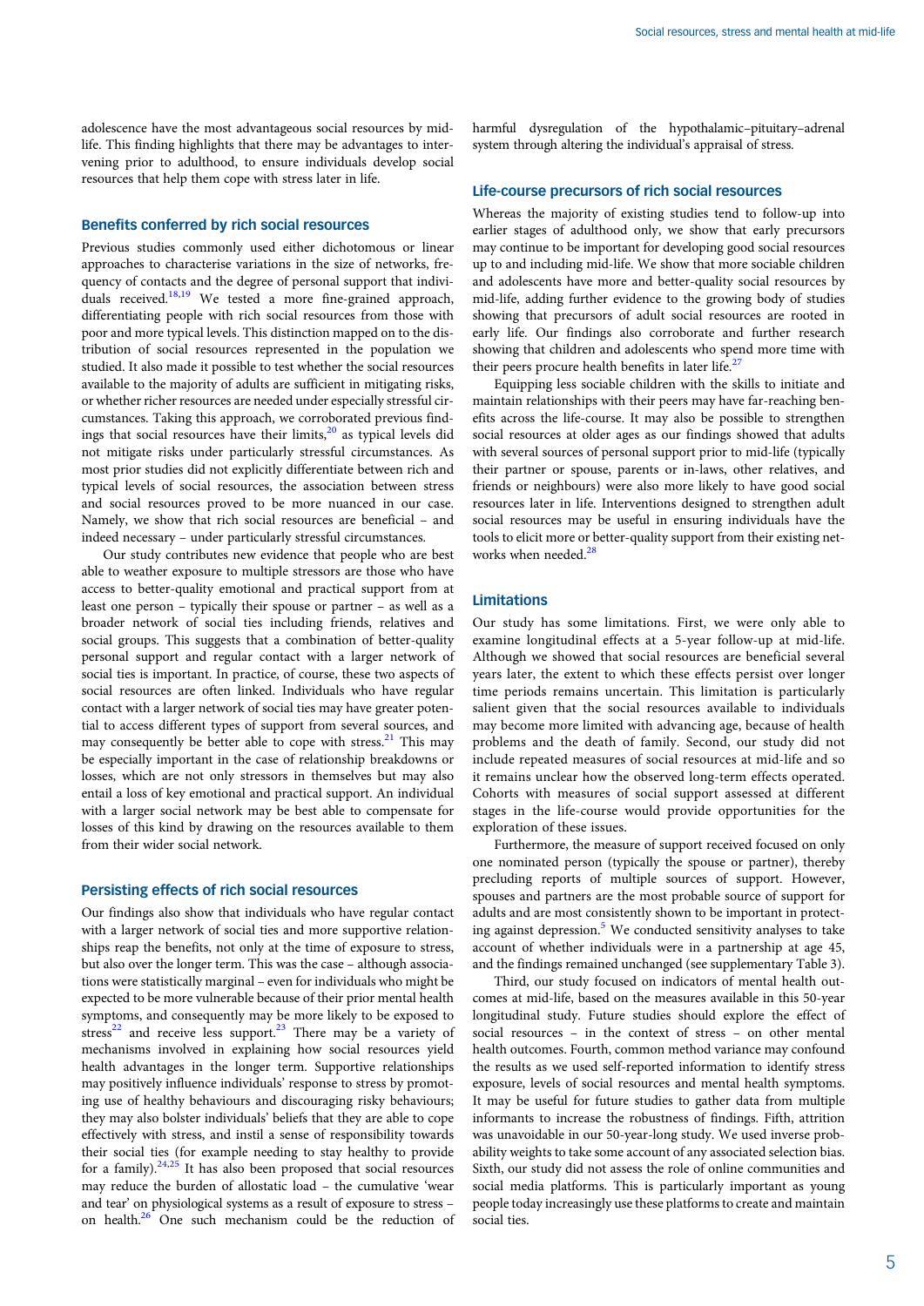adolescence have the most advantageous social resources by mid-life. This finding highlights that there may be advantages to intervening prior to adulthood, to ensure individuals develop social resources that help them cope with stress later in life.

## Benefits conferred by rich social resources

Previous studies commonly used either dichotomous or linear approaches to characterise variations in the size of networks, frequency of contacts and the degree of personal support that individuals received.[18,19] We tested a more fine-grained approach, differentiating people with rich social resources from those with poor and more typical levels. This distinction mapped on to the distribution of social resources represented in the population we studied. It also made it possible to test whether the social resources available to the majority of adults are sufficient in mitigating risks, or whether richer resources are needed under especially stressful circumstances. Taking this approach, we corroborated previous findings that social resources have their limits,[20] as typical levels did not mitigate risks under particularly stressful circumstances. As most prior studies did not explicitly differentiate between rich and typical levels of social resources, the association between stress and social resources proved to be more nuanced in our case. Namely, we show that rich social resources are beneficial – and indeed necessary – under particularly stressful circumstances.

Our study contributes new evidence that people who are best able to weather exposure to multiple stressors are those who have access to better-quality emotional and practical support from at least one person – typically their spouse or partner – as well as a broader network of social ties including friends, relatives and social groups. This suggests that a combination of better-quality personal support and regular contact with a larger network of social ties is important. In practice, of course, these two aspects of social resources are often linked. Individuals who have regular contact with a larger network of social ties may have greater potential to access different types of support from several sources, and may consequently be better able to cope with stress.[21] This may be especially important in the case of relationship breakdowns or losses, which are not only stressors in themselves but may also entail a loss of key emotional and practical support. An individual with a larger social network may be best able to compensate for losses of this kind by drawing on the resources available to them from their wider social network.

## Persisting effects of rich social resources

Our findings also show that individuals who have regular contact with a larger network of social ties and more supportive relationships reap the benefits, not only at the time of exposure to stress, but also over the longer term. This was the case – although associations were statistically marginal – even for individuals who might be expected to be more vulnerable because of their prior mental health symptoms, and consequently may be more likely to be exposed to stress[22] and receive less support.[23] There may be a variety of mechanisms involved in explaining how social resources yield health advantages in the longer term. Supportive relationships may positively influence individuals' response to stress by promoting use of healthy behaviours and discouraging risky behaviours; they may also bolster individuals' beliefs that they are able to cope effectively with stress, and instil a sense of responsibility towards their social ties (for example needing to stay healthy to provide for a family).[24,25] It has also been proposed that social resources may reduce the burden of allostatic load – the cumulative 'wear and tear' on physiological systems as a result of exposure to stress – on health.[26] One such mechanism could be the reduction of harmful dysregulation of the hypothalamic–pituitary–adrenal system through altering the individual's appraisal of stress.

## Life-course precursors of rich social resources

Whereas the majority of existing studies tend to follow-up into earlier stages of adulthood only, we show that early precursors may continue to be important for developing good social resources up to and including mid-life. We show that more sociable children and adolescents have more and better-quality social resources by mid-life, adding further evidence to the growing body of studies showing that precursors of adult social resources are rooted in early life. Our findings also corroborate and further research showing that children and adolescents who spend more time with their peers procure health benefits in later life.[27]

Equipping less sociable children with the skills to initiate and maintain relationships with their peers may have far-reaching benefits across the life-course. It may also be possible to strengthen social resources at older ages as our findings showed that adults with several sources of personal support prior to mid-life (typically their partner or spouse, parents or in-laws, other relatives, and friends or neighbours) were also more likely to have good social resources later in life. Interventions designed to strengthen adult social resources may be useful in ensuring individuals have the tools to elicit more or better-quality support from their existing networks when needed.[28]

## Limitations

Our study has some limitations. First, we were only able to examine longitudinal effects at a 5-year follow-up at mid-life. Although we showed that social resources are beneficial several years later, the extent to which these effects persist over longer time periods remains uncertain. This limitation is particularly salient given that the social resources available to individuals may become more limited with advancing age, because of health problems and the death of family. Second, our study did not include repeated measures of social resources at mid-life and so it remains unclear how the observed long-term effects operated. Cohorts with measures of social support assessed at different stages in the life-course would provide opportunities for the exploration of these issues.

Furthermore, the measure of support received focused on only one nominated person (typically the spouse or partner), thereby precluding reports of multiple sources of support. However, spouses and partners are the most probable source of support for adults and are most consistently shown to be important in protecting against depression.[5] We conducted sensitivity analyses to take account of whether individuals were in a partnership at age 45, and the findings remained unchanged (see supplementary Table 3).

Third, our study focused on indicators of mental health outcomes at mid-life, based on the measures available in this 50-year longitudinal study. Future studies should explore the effect of social resources – in the context of stress – on other mental health outcomes. Fourth, common method variance may confound the results as we used self-reported information to identify stress exposure, levels of social resources and mental health symptoms. It may be useful for future studies to gather data from multiple informants to increase the robustness of findings. Fifth, attrition was unavoidable in our 50-year-long study. We used inverse probability weights to take some account of any associated selection bias. Sixth, our study did not assess the role of online communities and social media platforms. This is particularly important as young people today increasingly use these platforms to create and maintain social ties.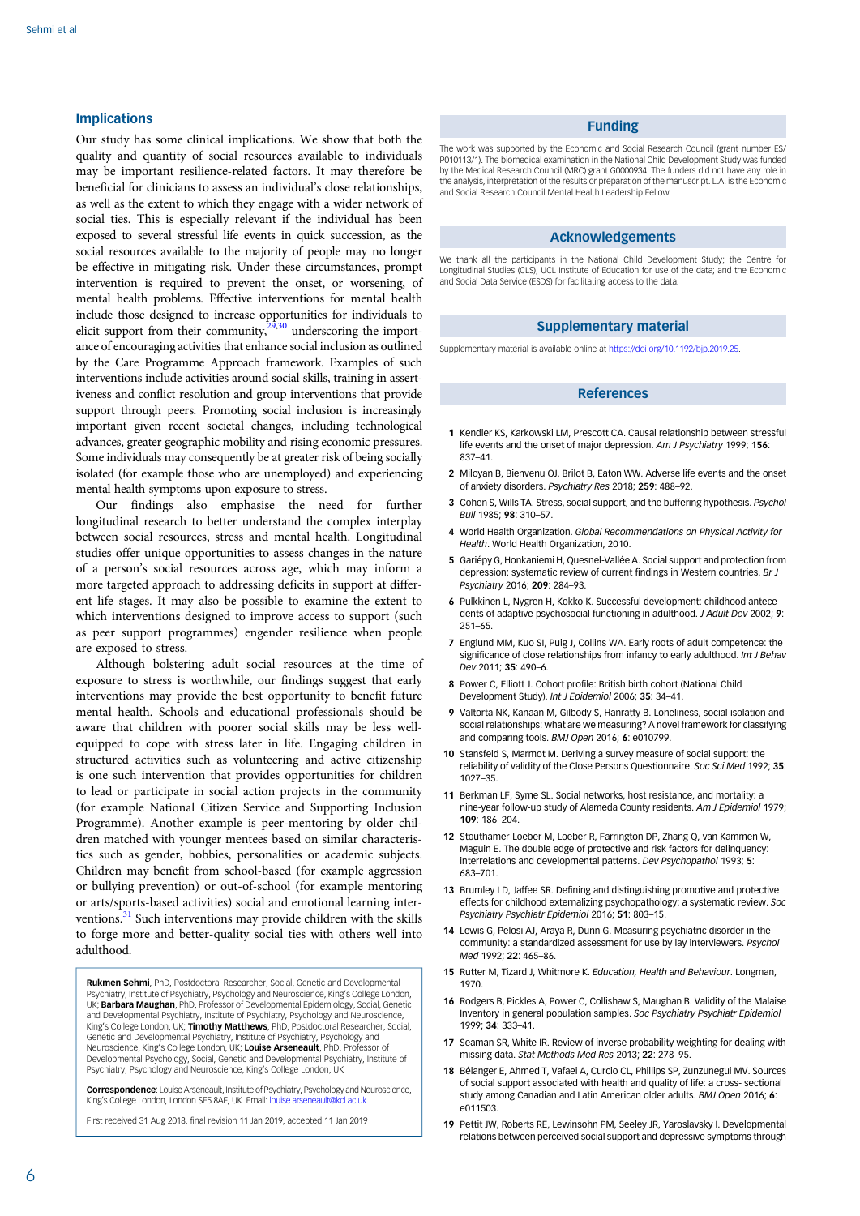## Implications

Our study has some clinical implications. We show that both the quality and quantity of social resources available to individuals may be important resilience-related factors. It may therefore be beneficial for clinicians to assess an individual's close relationships, as well as the extent to which they engage with a wider network of social ties. This is especially relevant if the individual has been exposed to several stressful life events in quick succession, as the social resources available to the majority of people may no longer be effective in mitigating risk. Under these circumstances, prompt intervention is required to prevent the onset, or worsening, of mental health problems. Effective interventions for mental health include those designed to increase opportunities for individuals to elicit support from their community,[29,30] underscoring the importance of encouraging activities that enhance social inclusion as outlined by the Care Programme Approach framework. Examples of such interventions include activities around social skills, training in assertiveness and conflict resolution and group interventions that provide support through peers. Promoting social inclusion is increasingly important given recent societal changes, including technological advances, greater geographic mobility and rising economic pressures. Some individuals may consequently be at greater risk of being socially isolated (for example those who are unemployed) and experiencing mental health symptoms upon exposure to stress.

Our findings also emphasise the need for further longitudinal research to better understand the complex interplay between social resources, stress and mental health. Longitudinal studies offer unique opportunities to assess changes in the nature of a person's social resources across age, which may inform a more targeted approach to addressing deficits in support at different life stages. It may also be possible to examine the extent to which interventions designed to improve access to support (such as peer support programmes) engender resilience when people are exposed to stress.

Although bolstering adult social resources at the time of exposure to stress is worthwhile, our findings suggest that early interventions may provide the best opportunity to benefit future mental health. Schools and educational professionals should be aware that children with poorer social skills may be less well-equipped to cope with stress later in life. Engaging children in structured activities such as volunteering and active citizenship is one such intervention that provides opportunities for children to lead or participate in social action projects in the community (for example National Citizen Service and Supporting Inclusion Programme). Another example is peer-mentoring by older children matched with younger mentees based on similar characteristics such as gender, hobbies, personalities or academic subjects. Children may benefit from school-based (for example aggression or bullying prevention) or out-of-school (for example mentoring or arts/sports-based activities) social and emotional learning interventions.[31] Such interventions may provide children with the skills to forge more and better-quality social ties with others well into adulthood.

**Rukmen Sehmi**, PhD, Postdoctoral Researcher, Social, Genetic and Developmental Psychiatry, Institute of Psychiatry, Psychology and Neuroscience, King's College London, UK; **Barbara Maughan**, PhD, Professor of Developmental Epidemiology, Social, Genetic and Developmental Psychiatry, Institute of Psychiatry, Psychology and Neuroscience, King's College London, UK; **Timothy Matthews**, PhD, Postdoctoral Researcher, Social, Genetic and Developmental Psychiatry, Institute of Psychiatry, Psychology and Neuroscience, King's College London, UK; **Louise Arseneault**, PhD, Professor of Developmental Psychology, Social, Genetic and Developmental Psychiatry, Institute of Psychiatry, Psychology and Neuroscience, King's College London, UK

**Correspondence**: Louise Arseneault, Institute of Psychiatry, Psychology and Neuroscience, King's College London, London SE5 8AF, UK. Email: louise.arseneault@kcl.ac.uk

First received 31 Aug 2018, final revision 11 Jan 2019, accepted 11 Jan 2019

## Funding

The work was supported by the Economic and Social Research Council (grant number ES/P010113/1). The biomedical examination in the National Child Development Study was funded by the Medical Research Council (MRC) grant G0000934. The funders did not have any role in the analysis, interpretation of the results or preparation of the manuscript. L.A. is the Economic and Social Research Council Mental Health Leadership Fellow.

## Acknowledgements

We thank all the participants in the National Child Development Study; the Centre for Longitudinal Studies (CLS), UCL Institute of Education for use of the data; and the Economic and Social Data Service (ESDS) for facilitating access to the data.

## Supplementary material

Supplementary material is available online at https://doi.org/10.1192/bjp.2019.25.

## References

1 Kendler KS, Karkowski LM, Prescott CA. Causal relationship between stressful life events and the onset of major depression. *Am J Psychiatry* 1999; **156**: 837–41.

2 Miloyan B, Bienvenu OJ, Brilot B, Eaton WW. Adverse life events and the onset of anxiety disorders. *Psychiatry Res* 2018; **259**: 488–92.

3 Cohen S, Wills TA. Stress, social support, and the buffering hypothesis. *Psychol Bull* 1985; **98**: 310–57.

4 World Health Organization. *Global Recommendations on Physical Activity for Health*. World Health Organization, 2010.

5 Gariépy G, Honkaniemi H, Quesnel-Vallée A. Social support and protection from depression: systematic review of current findings in Western countries. *Br J Psychiatry* 2016; **209**: 284–93.

6 Pulkkinen L, Nygren H, Kokko K. Successful development: childhood antecedents of adaptive psychosocial functioning in adulthood. *J Adult Dev* 2002; **9**: 251–65.

7 Englund MM, Kuo SI, Puig J, Collins WA. Early roots of adult competence: the significance of close relationships from infancy to early adulthood. *Int J Behav Dev* 2011; **35**: 490–6.

8 Power C, Elliott J. Cohort profile: British birth cohort (National Child Development Study). *Int J Epidemiol* 2006; **35**: 34–41.

9 Valtorta NK, Kanaan M, Gilbody S, Hanratty B. Loneliness, social isolation and social relationships: what are we measuring? A novel framework for classifying and comparing tools. *BMJ Open* 2016; **6**: e010799.

10 Stansfeld S, Marmot M. Deriving a survey measure of social support: the reliability of validity of the Close Persons Questionnaire. *Soc Sci Med* 1992; **35**: 1027–35.

11 Berkman LF, Syme SL. Social networks, host resistance, and mortality: a nine-year follow-up study of Alameda County residents. *Am J Epidemiol* 1979; **109**: 186–204.

12 Stouthamer-Loeber M, Loeber R, Farrington DP, Zhang Q, van Kammen W, Maguin E. The double edge of protective and risk factors for delinquency: interrelations and developmental patterns. *Dev Psychopathol* 1993; **5**: 683–701.

13 Brumley LD, Jaffee SR. Defining and distinguishing promotive and protective effects for childhood externalizing psychopathology: a systematic review. *Soc Psychiatry Psychiatr Epidemiol* 2016; **51**: 803–15.

14 Lewis G, Pelosi AJ, Araya R, Dunn G. Measuring psychiatric disorder in the community: a standardized assessment for use by lay interviewers. *Psychol Med* 1992; **22**: 465–86.

15 Rutter M, Tizard J, Whitmore K. *Education, Health and Behaviour*. Longman, 1970.

16 Rodgers B, Pickles A, Power C, Collishaw S, Maughan B. Validity of the Malaise Inventory in general population samples. *Soc Psychiatry Psychiatr Epidemiol* 1999; **34**: 333–41.

17 Seaman SR, White IR. Review of inverse probability weighting for dealing with missing data. *Stat Methods Med Res* 2013; **22**: 278–95.

18 Bélanger E, Ahmed T, Vafaei A, Curcio CL, Phillips SP, Zunzunegui MV. Sources of social support associated with health and quality of life: a cross- sectional study among Canadian and Latin American older adults. *BMJ Open* 2016; **6**: e011503.

19 Pettit JW, Roberts RE, Lewinsohn PM, Seeley JR, Yaroslavsky I. Developmental relations between perceived social support and depressive symptoms through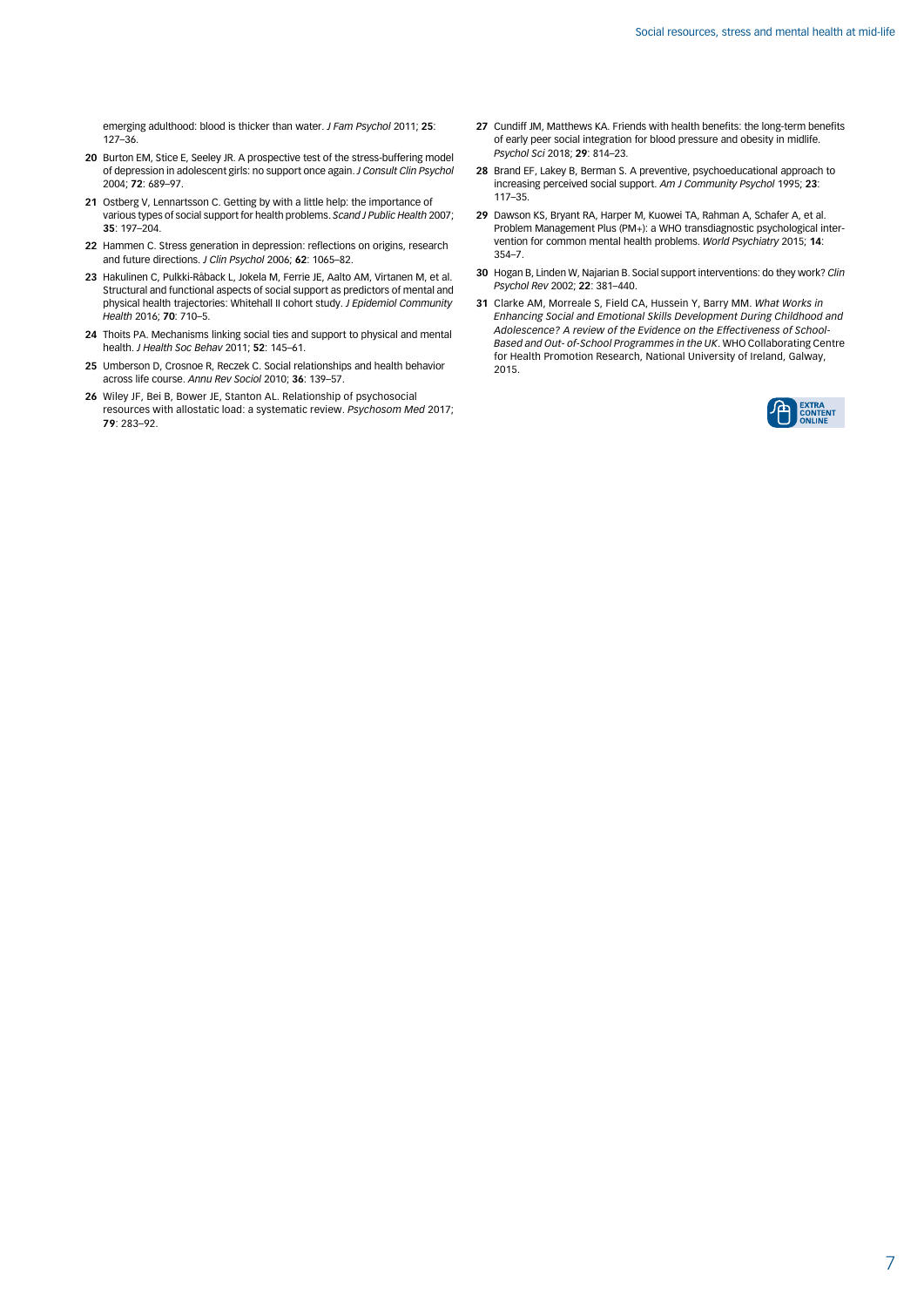emerging adulthood: blood is thicker than water. *J Fam Psychol* 2011; **25**: 127–36.

**20** Burton EM, Stice E, Seeley JR. A prospective test of the stress-buffering model of depression in adolescent girls: no support once again. *J Consult Clin Psychol* 2004; **72**: 689–97.

**21** Ostberg V, Lennartsson C. Getting by with a little help: the importance of various types of social support for health problems. *Scand J Public Health* 2007; **35**: 197–204.

**22** Hammen C. Stress generation in depression: reflections on origins, research and future directions. *J Clin Psychol* 2006; **62**: 1065–82.

**23** Hakulinen C, Pulkki-Råback L, Jokela M, Ferrie JE, Aalto AM, Virtanen M, et al. Structural and functional aspects of social support as predictors of mental and physical health trajectories: Whitehall II cohort study. *J Epidemiol Community Health* 2016; **70**: 710–5.

**24** Thoits PA. Mechanisms linking social ties and support to physical and mental health. *J Health Soc Behav* 2011; **52**: 145–61.

**25** Umberson D, Crosnoe R, Reczek C. Social relationships and health behavior across life course. *Annu Rev Sociol* 2010; **36**: 139–57.

**26** Wiley JF, Bei B, Bower JE, Stanton AL. Relationship of psychosocial resources with allostatic load: a systematic review. *Psychosom Med* 2017; **79**: 283–92.

**27** Cundiff JM, Matthews KA. Friends with health benefits: the long-term benefits of early peer social integration for blood pressure and obesity in midlife. *Psychol Sci* 2018; **29**: 814–23.

**28** Brand EF, Lakey B, Berman S. A preventive, psychoeducational approach to increasing perceived social support. *Am J Community Psychol* 1995; **23**: 117–35.

**29** Dawson KS, Bryant RA, Harper M, Kuowei TA, Rahman A, Schafer A, et al. Problem Management Plus (PM+): a WHO transdiagnostic psychological intervention for common mental health problems. *World Psychiatry* 2015; **14**: 354–7.

**30** Hogan B, Linden W, Najarian B. Social support interventions: do they work? *Clin Psychol Rev* 2002; **22**: 381–440.

**31** Clarke AM, Morreale S, Field CA, Hussein Y, Barry MM. *What Works in Enhancing Social and Emotional Skills Development During Childhood and Adolescence? A review of the Evidence on the Effectiveness of School-Based and Out- of-School Programmes in the UK*. WHO Collaborating Centre for Health Promotion Research, National University of Ireland, Galway, 2015.

EXTRA CONTENT ONLINE